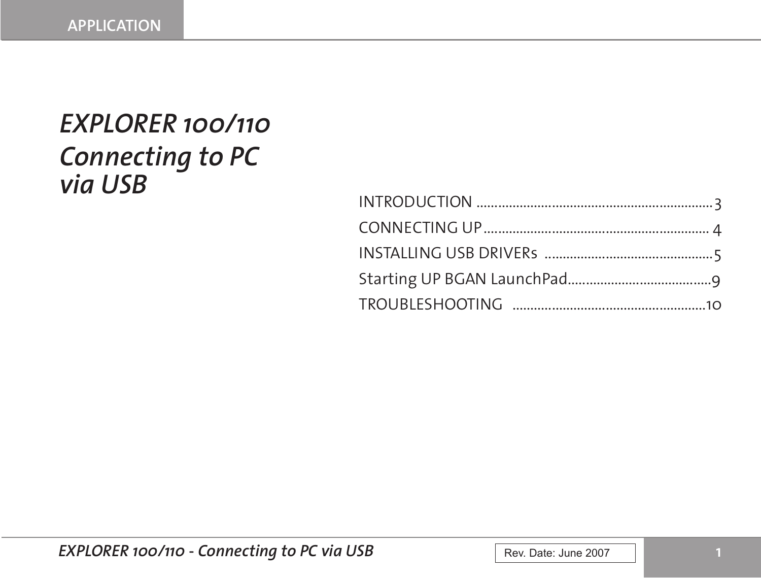APPLICATION

# *EXPLORER 100/110 Connecting to PC via USB*

INTRODUCTION .................................................................3

CONNECTING UP............................................................... 4

INSTALLING USB DRIVERs ...............................................5

Starting UP BGAN LaunchPad........................................9

TROUBLESHOOTING .......................................................10

Rev. Date: June 2007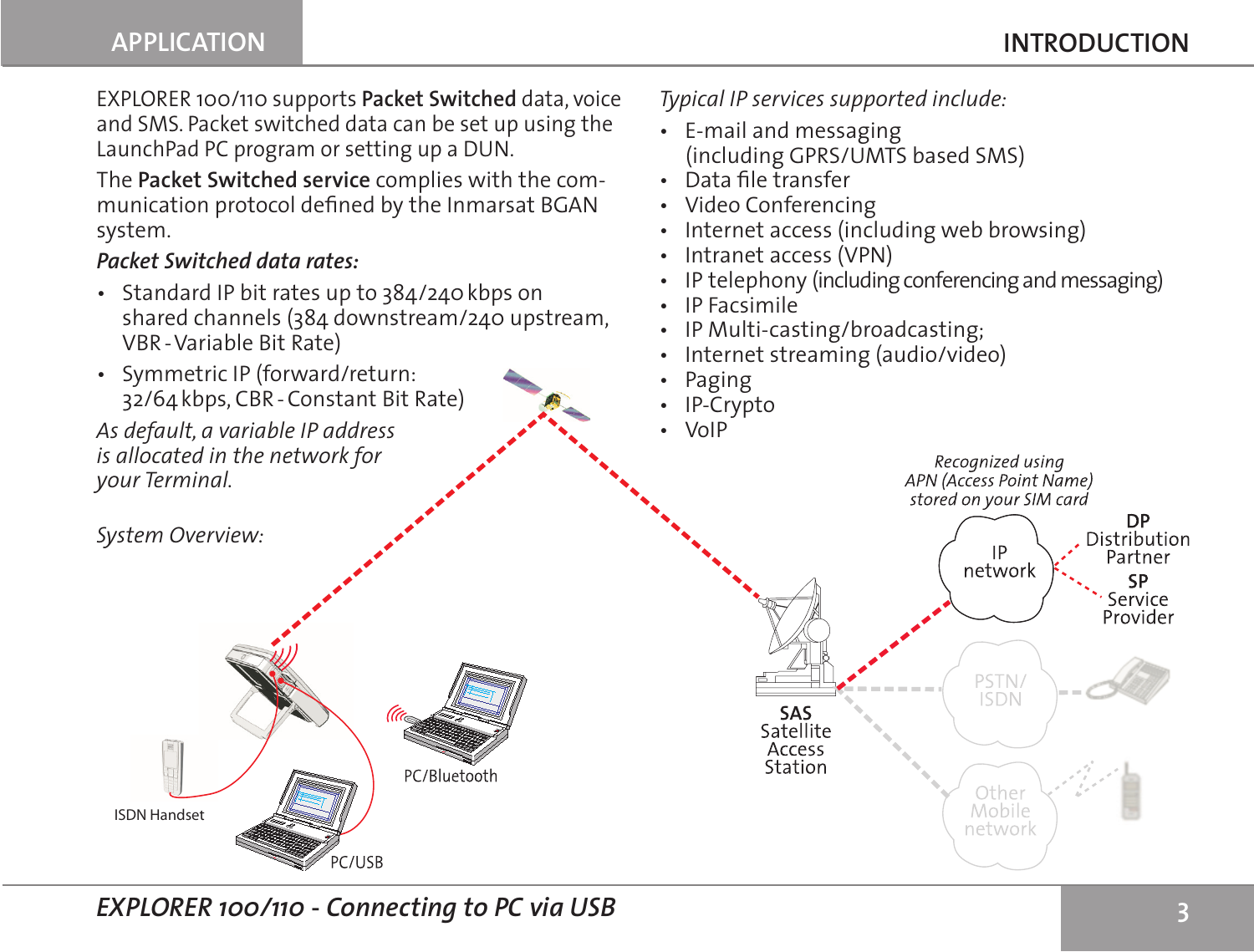EXPLORER 100/110 supports **Packet Switched** data, voice and SMS. Packet switched data can be set up using the LaunchPad PC program or setting up a DUN.

The **Packet Switched service** complies with the communication protocol defined by the Inmarsat BGAN system.

***Packet Switched data rates:***

- Standard IP bit rates up to 384/240 kbps on shared channels (384 downstream/240 upstream, VBR - Variable Bit Rate)
- Symmetric IP (forward/return: 32/64 kbps, CBR - Constant Bit Rate)

*As default, a variable IP address is allocated in the network for your Terminal.*

*System Overview:*

ISDN Handset

PC/USB

PC/Bluetooth

**SAS** Satellite Access Station

IP network

*Recognized using APN (Access Point Name) stored on your SIM card*

**DP** Distribution Partner

**SP** Service Provider

PSTN/ ISDN

Other Mobile network

*Typical IP services supported include:*

- E-mail and messaging (including GPRS/UMTS based SMS)
- Data file transfer
- Video Conferencing
- Internet access (including web browsing)
- Intranet access (VPN)
- IP telephony (including conferencing and messaging)
- IP Facsimile
- IP Multi-casting/broadcasting;
- Internet streaming (audio/video)
- Paging
- IP-Crypto
- VoIP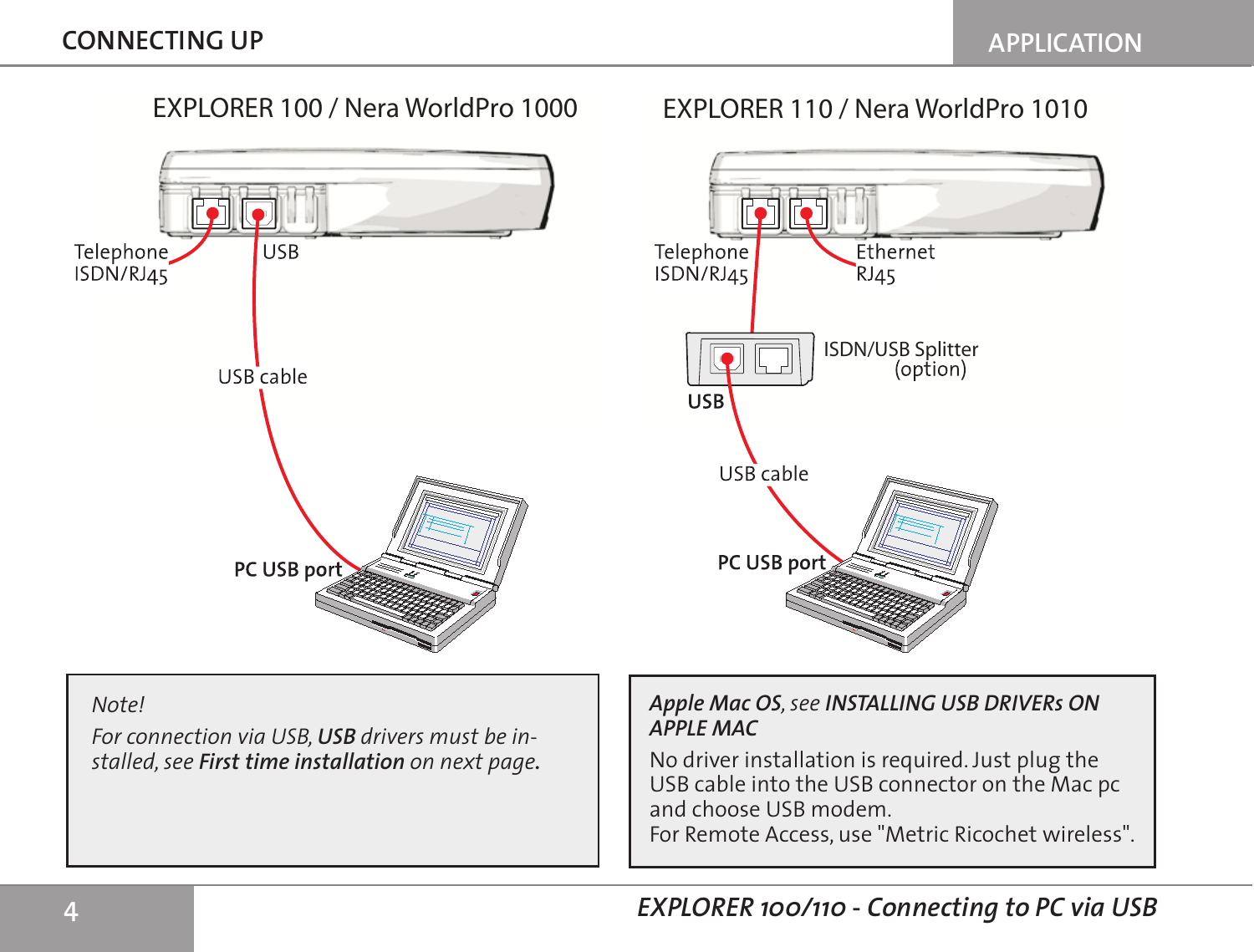## CONNECTING UP

### EXPLORER 100 / Nera WorldPro 1000

Telephone ISDN/RJ45

USB

USB cable

**PC USB port**

### EXPLORER 110 / Nera WorldPro 1010

Telephone ISDN/RJ45

Ethernet RJ45

ISDN/USB Splitter (option)

**USB**

USB cable

**PC USB port**

*Note!*

*For connection via USB, **USB** drivers must be installed, see **First time installation** on next page.*

***Apple Mac OS**, see **INSTALLING USB DRIVERs ON APPLE MAC***

No driver installation is required. Just plug the USB cable into the USB connector on the Mac pc and choose USB modem.
For Remote Access, use "Metric Ricochet wireless".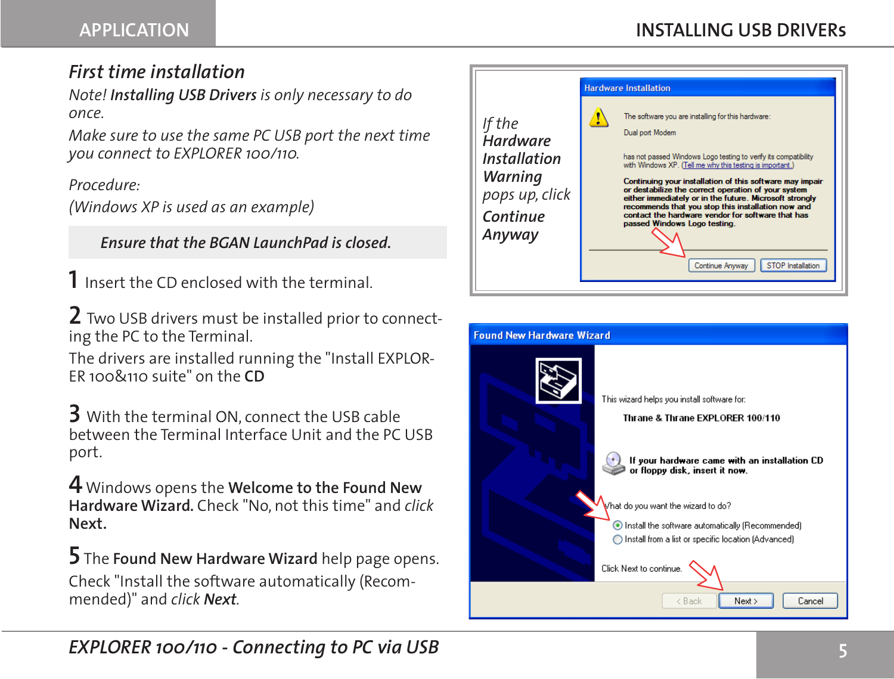## *First time installation*

*Note! **Installing USB Drivers** is only necessary to do once.*

*Make sure to use the same PC USB port the next time you connect to EXPLORER 100/110.*

*Procedure:*

*(Windows XP is used as an example)*

***Ensure that the BGAN LaunchPad is closed.***

**1** Insert the CD enclosed with the terminal.

**2** Two USB drivers must be installed prior to connecting the PC to the Terminal.

The drivers are installed running the "Install EXPLORER 100&110 suite" on the **CD**

**3** With the terminal ON, connect the USB cable between the Terminal Interface Unit and the PC USB port.

**4** Windows opens the **Welcome to the Found New Hardware Wizard.** Check "No, not this time" and *click* **Next.**

**5** The **Found New Hardware Wizard** help page opens.

Check "Install the software automatically (Recommended)" and *click* ***Next***.

*If the **Hardware Installation Warning** pops up, click **Continue Anyway***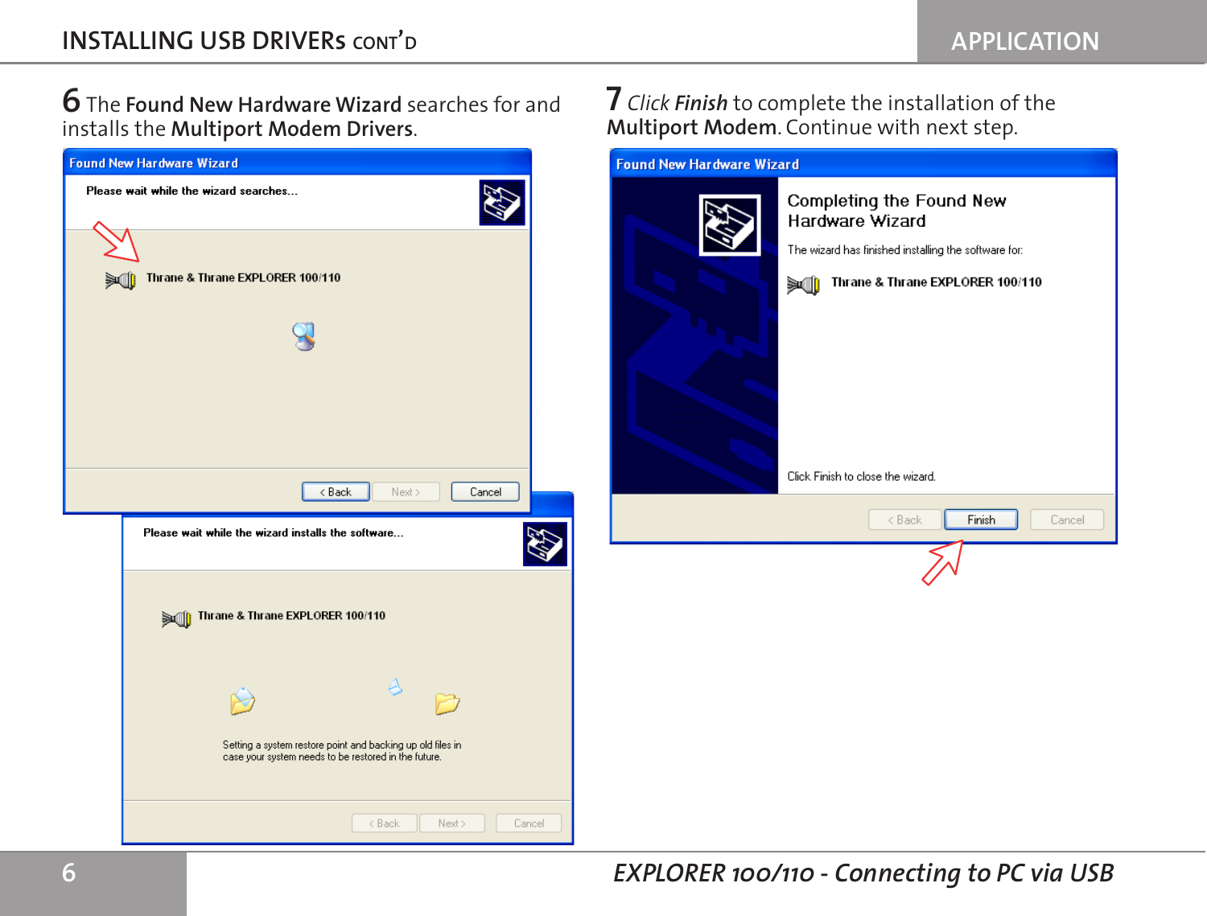# INSTALLING USB DRIVERs CONT'D

6 The **Found New Hardware Wizard** searches for and installs the **Multiport Modem Drivers**.

Found New Hardware Wizard

Please wait while the wizard searches...

Thrane & Thrane EXPLORER 100/110

< Back | Next > | Cancel

Please wait while the wizard installs the software...

Thrane & Thrane EXPLORER 100/110

Setting a system restore point and backing up old files in case your system needs to be restored in the future.

< Back | Next > | Cancel

7 *Click* ***Finish*** to complete the installation of the **Multiport Modem**. Continue with next step.

Found New Hardware Wizard

Completing the Found New Hardware Wizard

The wizard has finished installing the software for:

Thrane & Thrane EXPLORER 100/110

Click Finish to close the wizard.

< Back | Finish | Cancel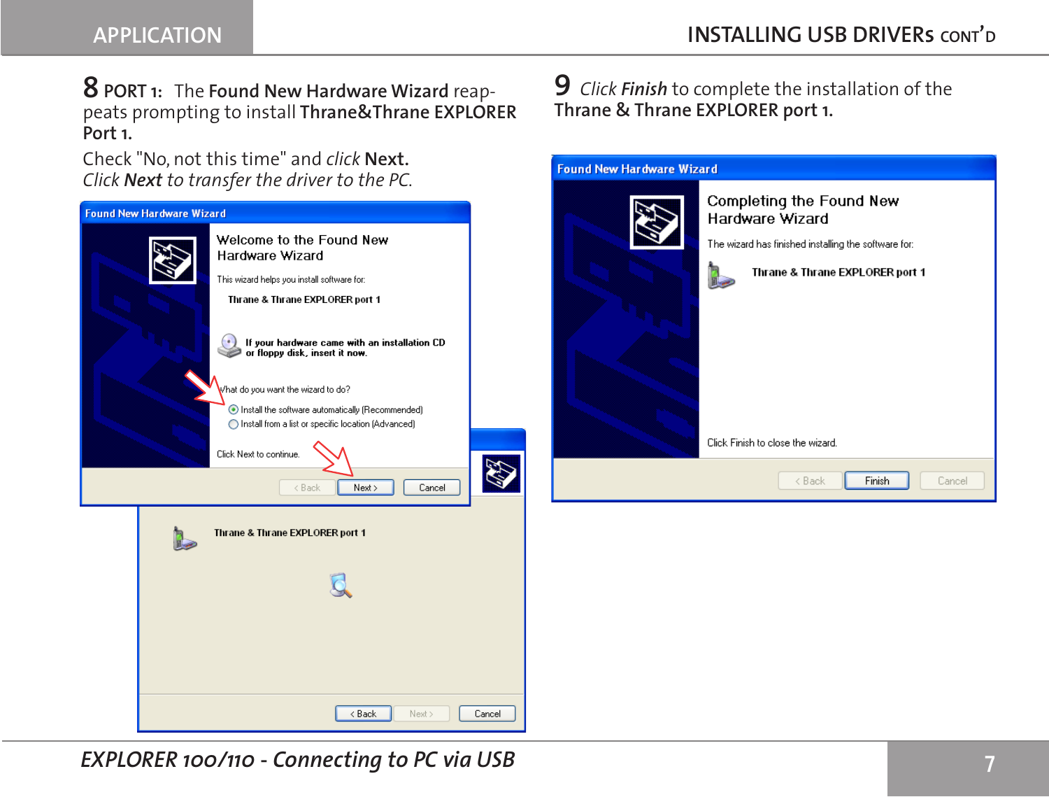## INSTALLING USB DRIVERS CONT'D

**8** **PORT 1:** The **Found New Hardware Wizard** reappeats prompting to install **Thrane&Thrane EXPLORER Port 1.**

Check "No, not this time" and *click* **Next.**
*Click* ***Next*** *to transfer the driver to the PC.*

Found New Hardware Wizard

Welcome to the Found New Hardware Wizard

This wizard helps you install software for:

Thrane & Thrane EXPLORER port 1

If your hardware came with an installation CD or floppy disk, insert it now.

What do you want the wizard to do?

- Install the software automatically (Recommended)
- Install from a list or specific location (Advanced)

Click Next to continue.

< Back | Next > | Cancel

Thrane & Thrane EXPLORER port 1

< Back | Next > | Cancel

**9** *Click* ***Finish*** to complete the installation of the **Thrane & Thrane EXPLORER port 1.**

Found New Hardware Wizard

Completing the Found New Hardware Wizard

The wizard has finished installing the software for:

Thrane & Thrane EXPLORER port 1

Click Finish to close the wizard.

< Back | Finish | Cancel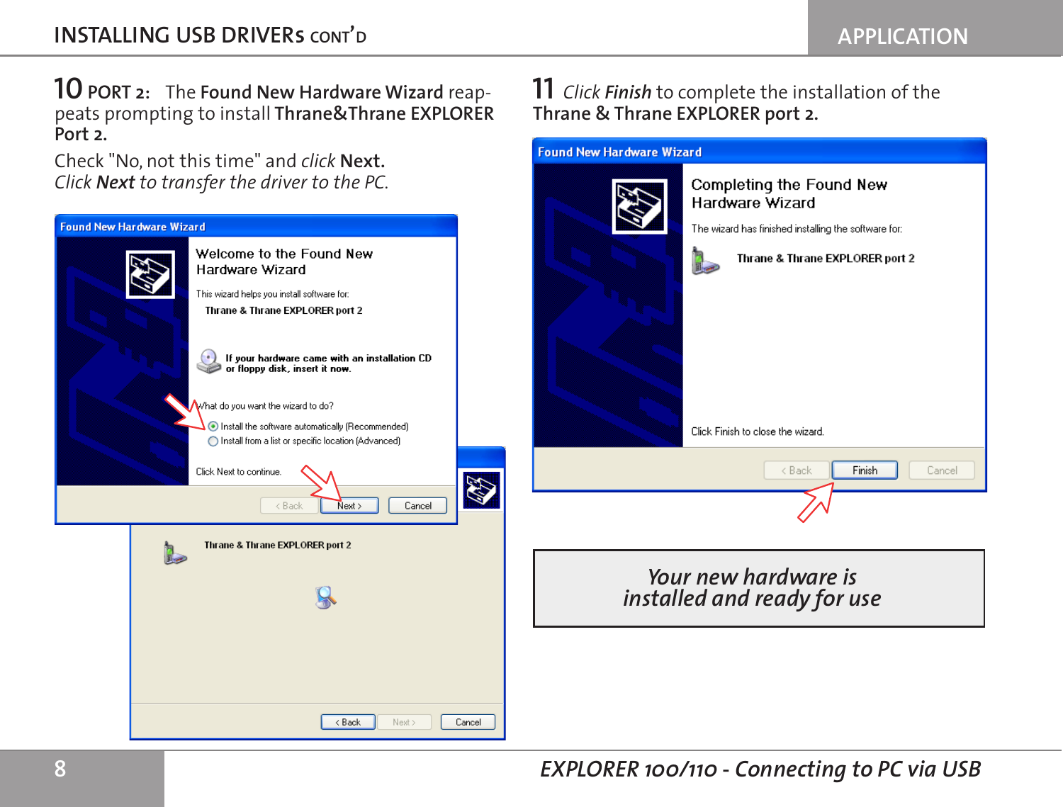## INSTALLING USB DRIVERS CONT'D

**10** PORT 2: The **Found New Hardware Wizard** reappeats prompting to install **Thrane&Thrane EXPLORER Port 2.**

Check "No, not this time" and *click* **Next.**
*Click* ***Next*** *to transfer the driver to the PC.*

Found New Hardware Wizard

Welcome to the Found New Hardware Wizard

This wizard helps you install software for:

Thrane & Thrane EXPLORER port 2

If your hardware came with an installation CD or floppy disk, insert it now.

What do you want the wizard to do?

- Install the software automatically (Recommended)
- Install from a list or specific location (Advanced)

Click Next to continue.

< Back | Next > | Cancel

Thrane & Thrane EXPLORER port 2

< Back | Next > | Cancel

**11** *Click* ***Finish*** to complete the installation of the **Thrane & Thrane EXPLORER port 2.**

Found New Hardware Wizard

Completing the Found New Hardware Wizard

The wizard has finished installing the software for:

Thrane & Thrane EXPLORER port 2

Click Finish to close the wizard.

< Back | Finish | Cancel

*Your new hardware is installed and ready for use*

*EXPLORER 100/110 - Connecting to PC via USB*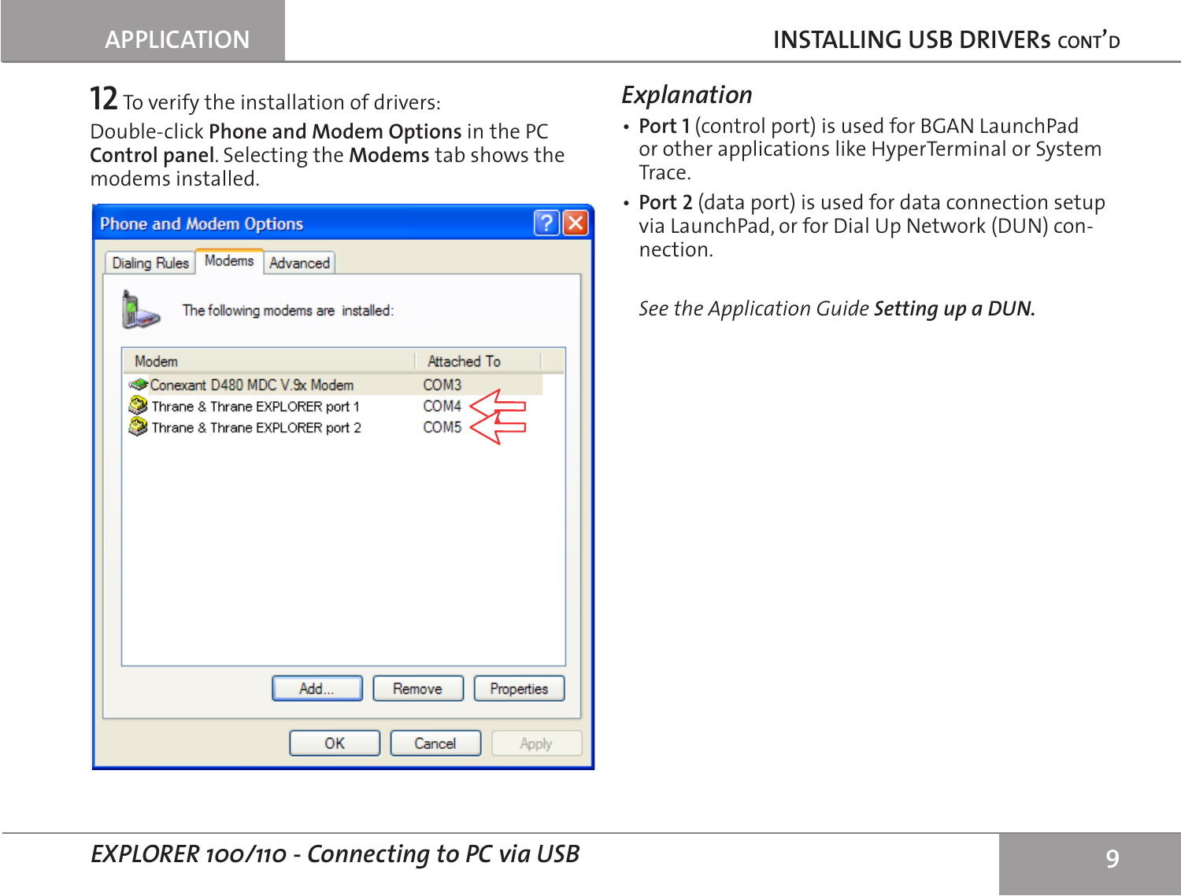**12** To verify the installation of drivers:

Double-click **Phone and Modem Options** in the PC **Control panel**. Selecting the **Modems** tab shows the modems installed.

## *Explanation*

- **Port 1** (control port) is used for BGAN LaunchPad or other applications like HyperTerminal or System Trace.
- **Port 2** (data port) is used for data connection setup via LaunchPad, or for Dial Up Network (DUN) connection.

*See the Application Guide **Setting up a DUN.***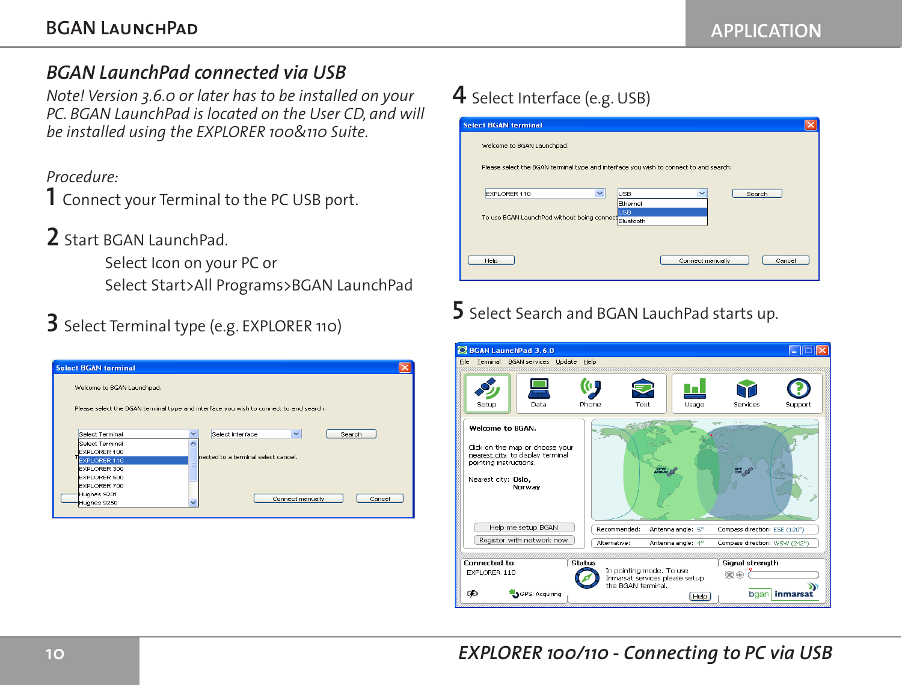## BGAN LaunchPad connected via USB

*Note! Version 3.6.0 or later has to be installed on your PC. BGAN LaunchPad is located on the User CD, and will be installed using the EXPLORER 100&110 Suite.*

*Procedure:*

**1** Connect your Terminal to the PC USB port.

**2** Start BGAN LaunchPad.

Select Icon on your PC or

Select Start>All Programs>BGAN LaunchPad

**3** Select Terminal type (e.g. EXPLORER 110)

**4** Select Interface (e.g. USB)

**5** Select Search and BGAN LauchPad starts up.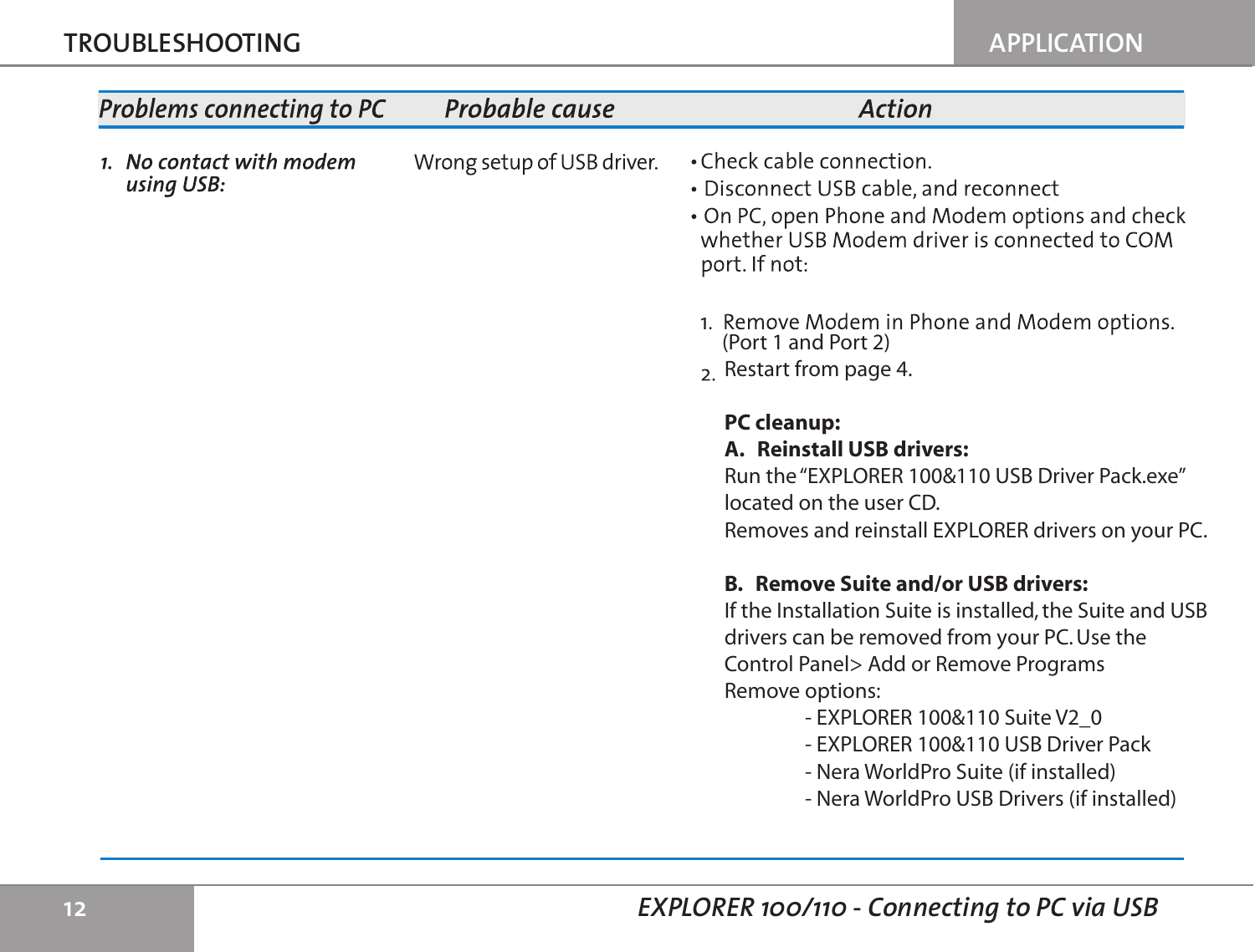# TROUBLESHOOTING

| Problems connecting to PC | Probable cause | Action |
|---|---|---|
| 1. ***No contact with modem using USB:*** | Wrong setup of USB driver. | • Check cable connection.<br>• Disconnect USB cable, and reconnect<br>• On PC, open Phone and Modem options and check whether USB Modem driver is connected to COM port. If not:<br><br>1. Remove Modem in Phone and Modem options. (Port 1 and Port 2)<br>2. Restart from page 4.<br><br>**PC cleanup:**<br>**A. Reinstall USB drivers:**<br>Run the "EXPLORER 100&110 USB Driver Pack.exe" located on the user CD.<br>Removes and reinstall EXPLORER drivers on your PC.<br><br>**B. Remove Suite and/or USB drivers:**<br>If the Installation Suite is installed, the Suite and USB drivers can be removed from your PC. Use the Control Panel> Add or Remove Programs<br>Remove options:<br>- EXPLORER 100&110 Suite V2_0<br>- EXPLORER 100&110 USB Driver Pack<br>- Nera WorldPro Suite (if installed)<br>- Nera WorldPro USB Drivers (if installed) |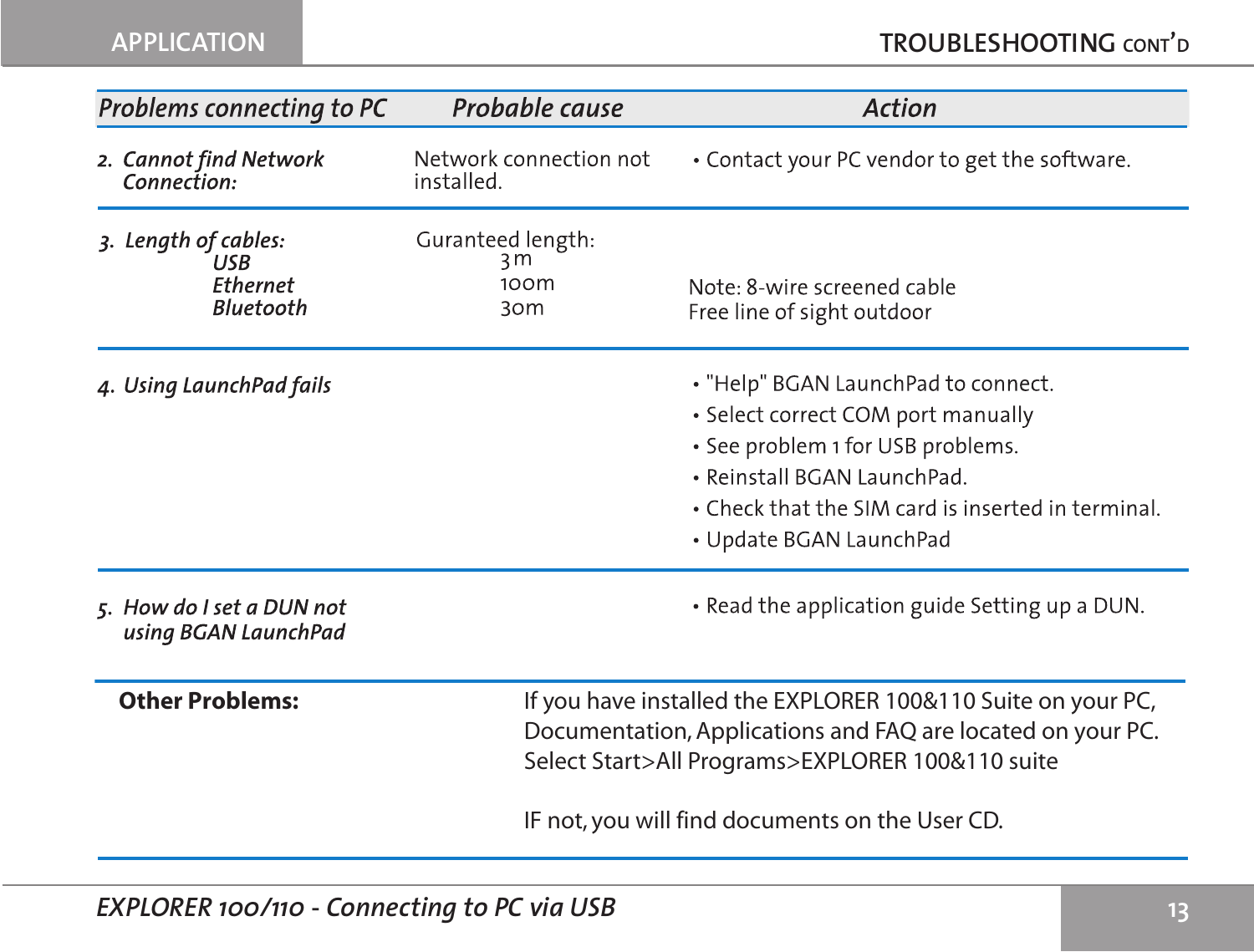| *Problems connecting to PC* | *Probable cause* | *Action* |
|---|---|---|
| *2. Cannot find Network Connection:* | Network connection not installed. | • Contact your PC vendor to get the software. |
| *3. Length of cables:*<br>*USB*<br>*Ethernet*<br>*Bluetooth* | Guranteed length:<br>3 m<br>100m<br>30m | <br><br>Note: 8-wire screened cable<br>Free line of sight outdoor |
| *4. Using LaunchPad fails* | | • "Help" BGAN LaunchPad to connect.<br>• Select correct COM port manually<br>• See problem 1 for USB problems.<br>• Reinstall BGAN LaunchPad.<br>• Check that the SIM card is inserted in terminal.<br>• Update BGAN LaunchPad |
| *5. How do I set a DUN not using BGAN LaunchPad* | | • Read the application guide Setting up a DUN. |

**Other Problems:**

If you have installed the EXPLORER 100&110 Suite on your PC, Documentation, Applications and FAQ are located on your PC. Select Start>All Programs>EXPLORER 100&110 suite

IF not, you will find documents on the User CD.